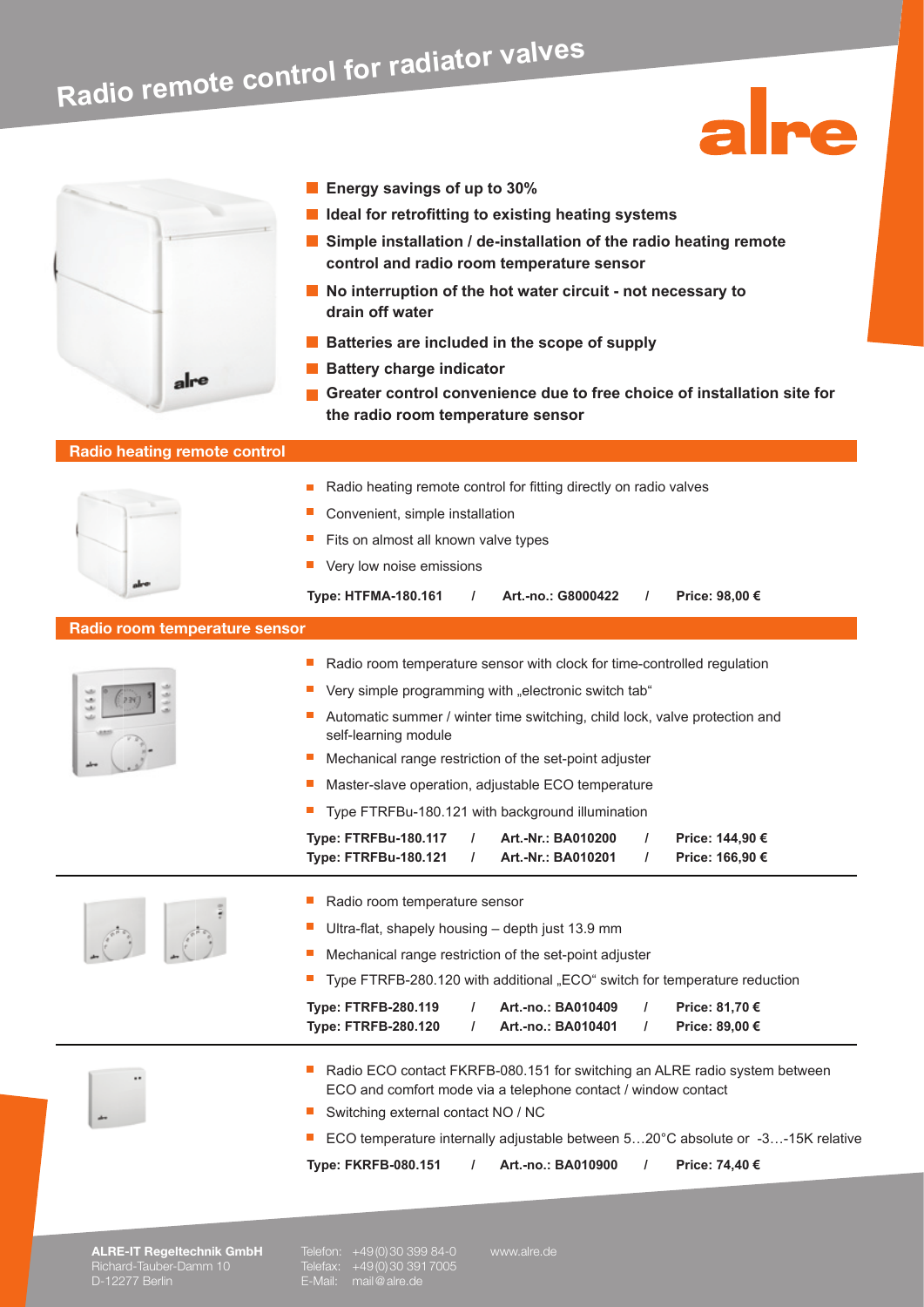# Radio remote control for radiator valves

alre

- Energy savings of up to 30%
- Ideal for retrofitting to existing heating systems
- Simple installation / de-installation of the radio heating remote control and radio room temperature sensor
- No interruption of the hot water circuit - not necessary to drain off water
- Batteries are included in the scope of supply
- Battery charge indicator
- Greater control convenience due to free choice of installation site for the radio room temperature sensor

## Radio heating remote control

- Radio heating remote control for fitting directly on radio valves
- Convenient, simple installation
- Fits on almost all known valve types
- Very low noise emissions

**Type: HTFMA-180.161 / Art.-no.: G8000422 / Price: 98,00 €**

## Radio room temperature sensor

- Radio room temperature sensor with clock for time-controlled regulation
- Very simple programming with „electronic switch tab“
- Automatic summer / winter time switching, child lock, valve protection and self-learning module
- Mechanical range restriction of the set-point adjuster
- Master-slave operation, adjustable ECO temperature
- Type FTRFBu-180.121 with background illumination

**Type: FTRFBu-180.117 / Art.-Nr.: BA010200 / Price: 144,90 €**
**Type: FTRFBu-180.121 / Art.-Nr.: BA010201 / Price: 166,90 €**

---

- Radio room temperature sensor
- Ultra-flat, shapely housing – depth just 13.9 mm
- Mechanical range restriction of the set-point adjuster
- Type FTRFB-280.120 with additional „ECO“ switch for temperature reduction

**Type: FTRFB-280.119 / Art.-no.: BA010409 / Price: 81,70 €**
**Type: FTRFB-280.120 / Art.-no.: BA010401 / Price: 89,00 €**

---

- Radio ECO contact FKRFB-080.151 for switching an ALRE radio system between ECO and comfort mode via a telephone contact / window contact
- Switching external contact NO / NC
- ECO temperature internally adjustable between 5…20°C absolute or -3…-15K relative

**Type: FKRFB-080.151 / Art.-no.: BA010900 / Price: 74,40 €**

**ALRE-IT Regeltechnik GmbH**
Richard-Tauber-Damm 10
D-12277 Berlin

Telefon: +49 (0) 30 399 84-0
Telefax: +49 (0) 30 391 7005
E-Mail: mail@alre.de

www.alre.de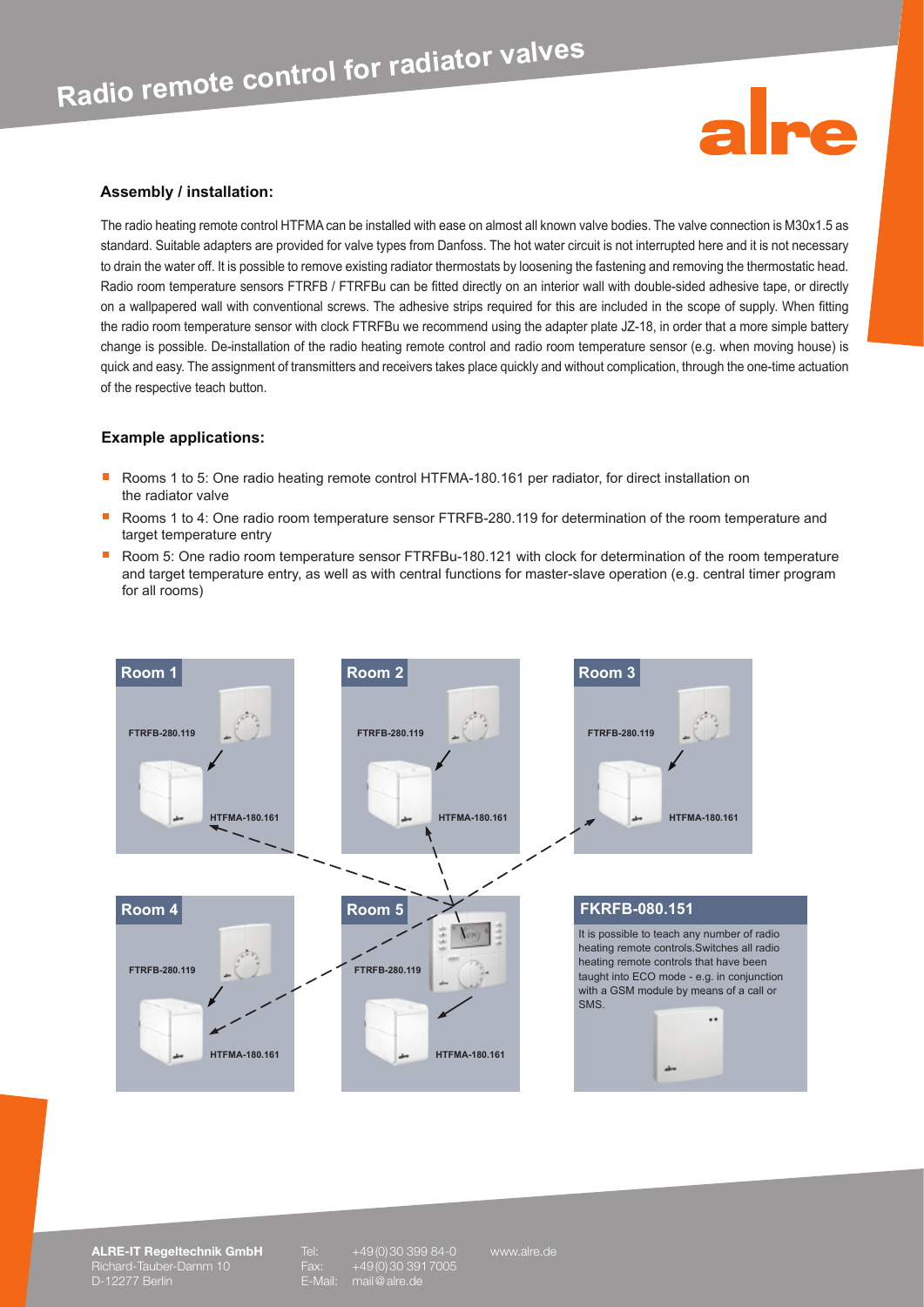# Radio remote control for radiator valves

## Assembly / installation:

The radio heating remote control HTFMA can be installed with ease on almost all known valve bodies. The valve connection is M30x1.5 as standard. Suitable adapters are provided for valve types from Danfoss. The hot water circuit is not interrupted here and it is not necessary to drain the water off. It is possible to remove existing radiator thermostats by loosening the fastening and removing the thermostatic head. Radio room temperature sensors FTRFB / FTRFBu can be fitted directly on an interior wall with double-sided adhesive tape, or directly on a wallpapered wall with conventional screws. The adhesive strips required for this are included in the scope of supply. When fitting the radio room temperature sensor with clock FTRFBu we recommend using the adapter plate JZ-18, in order that a more simple battery change is possible. De-installation of the radio heating remote control and radio room temperature sensor (e.g. when moving house) is quick and easy. The assignment of transmitters and receivers takes place quickly and without complication, through the one-time actuation of the respective teach button.

## Example applications:

- Rooms 1 to 5: One radio heating remote control HTFMA-180.161 per radiator, for direct installation on the radiator valve
- Rooms 1 to 4: One radio room temperature sensor FTRFB-280.119 for determination of the room temperature and target temperature entry
- Room 5: One radio room temperature sensor FTRFBu-180.121 with clock for determination of the room temperature and target temperature entry, as well as with central functions for master-slave operation (e.g. central timer program for all rooms)

Room 1
FTRFB-280.119
HTFMA-180.161

Room 2
FTRFB-280.119
HTFMA-180.161

Room 3
FTRFB-280.119
HTFMA-180.161

Room 4
FTRFB-280.119
HTFMA-180.161

Room 5
FTRFB-280.119
HTFMA-180.161

**FKRFB-080.151**

It is possible to teach any number of radio heating remote controls.Switches all radio heating remote controls that have been taught into ECO mode - e.g. in conjunction with a GSM module by means of a call or SMS.

**ALRE-IT Regeltechnik GmbH**
Richard-Tauber-Damm 10
D-12277 Berlin

Tel: +49 (0) 30 399 84-0
Fax: +49 (0) 30 391 7005
E-Mail: mail@alre.de

www.alre.de